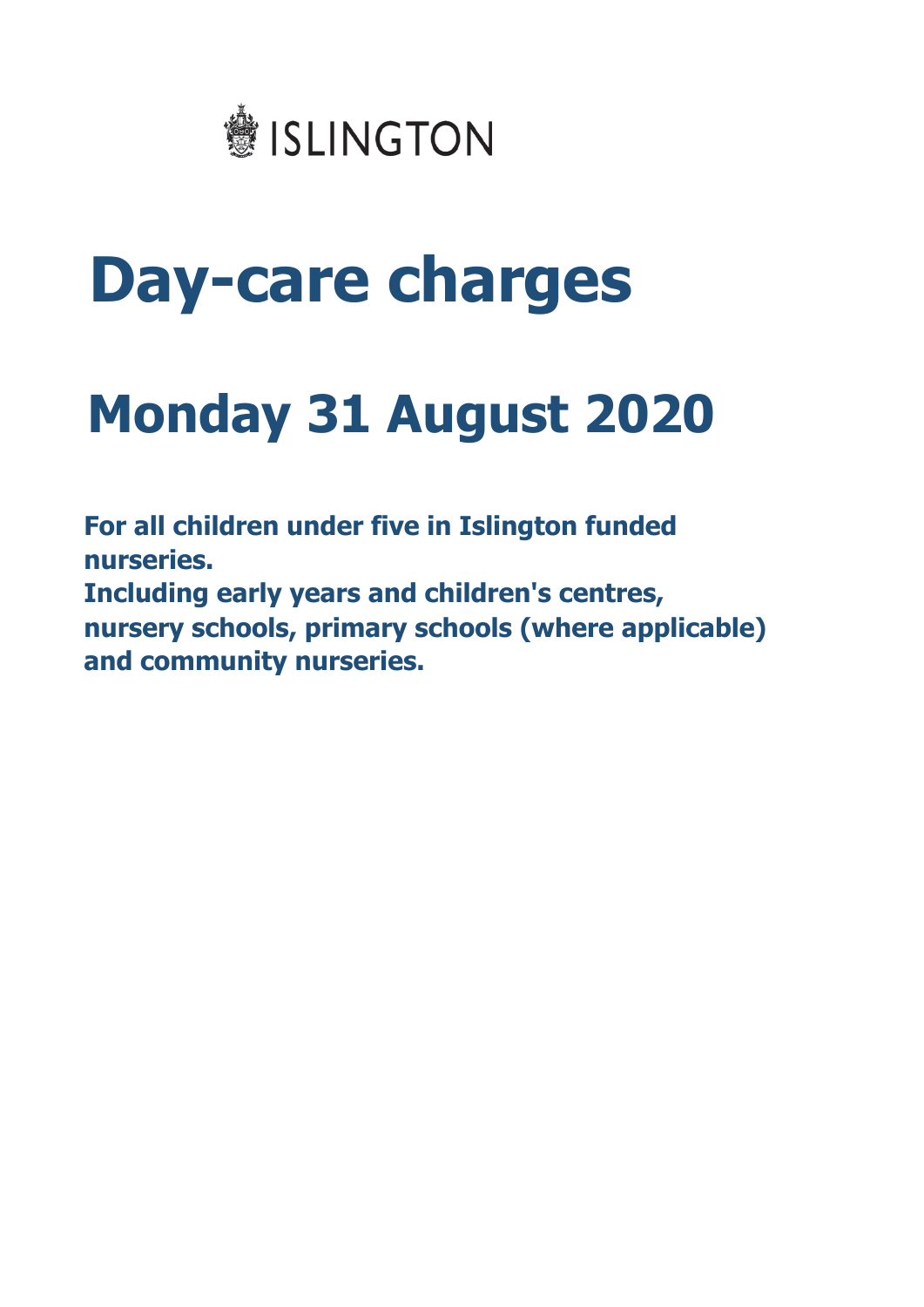ISLINGTON

# Day-care charges

# Monday 31 August 2020

**For all children under five in Islington funded nurseries.**
**Including early years and children's centres, nursery schools, primary schools (where applicable) and community nurseries.**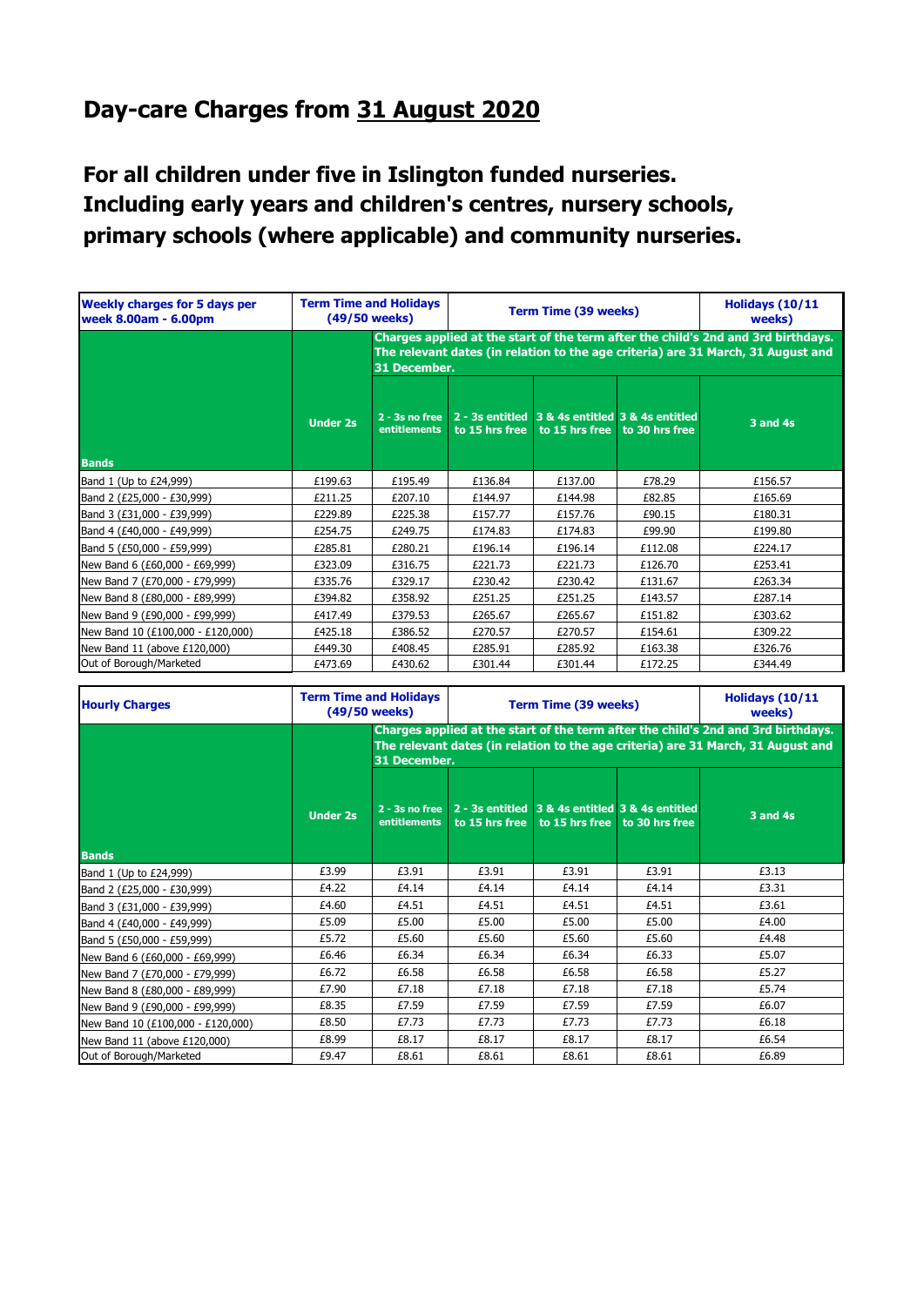# Day-care Charges from 31 August 2020

## For all children under five in Islington funded nurseries. Including early years and children's centres, nursery schools, primary schools (where applicable) and community nurseries.

| Weekly charges for 5 days per week 8.00am - 6.00pm | Term Time and Holidays (49/50 weeks) | Term Time (39 weeks) | | | | Holidays (10/11 weeks) |
|---|---|---|---|---|---|---|
| | | Charges applied at the start of the term after the child's 2nd and 3rd birthdays. The relevant dates (in relation to the age criteria) are 31 March, 31 August and 31 December. | | | | |
| Bands | Under 2s | 2 - 3s no free entitlements | 2 - 3s entitled to 15 hrs free | 3 & 4s entitled to 15 hrs free | 3 & 4s entitled to 30 hrs free | 3 and 4s |
| Band 1 (Up to £24,999) | £199.63 | £195.49 | £136.84 | £137.00 | £78.29 | £156.57 |
| Band 2 (£25,000 - £30,999) | £211.25 | £207.10 | £144.97 | £144.98 | £82.85 | £165.69 |
| Band 3 (£31,000 - £39,999) | £229.89 | £225.38 | £157.77 | £157.76 | £90.15 | £180.31 |
| Band 4 (£40,000 - £49,999) | £254.75 | £249.75 | £174.83 | £174.83 | £99.90 | £199.80 |
| Band 5 (£50,000 - £59,999) | £285.81 | £280.21 | £196.14 | £196.14 | £112.08 | £224.17 |
| New Band 6 (£60,000 - £69,999) | £323.09 | £316.75 | £221.73 | £221.73 | £126.70 | £253.41 |
| New Band 7 (£70,000 - £79,999) | £335.76 | £329.17 | £230.42 | £230.42 | £131.67 | £263.34 |
| New Band 8 (£80,000 - £89,999) | £394.82 | £358.92 | £251.25 | £251.25 | £143.57 | £287.14 |
| New Band 9 (£90,000 - £99,999) | £417.49 | £379.53 | £265.67 | £265.67 | £151.82 | £303.62 |
| New Band 10 (£100,000 - £120,000) | £425.18 | £386.52 | £270.57 | £270.57 | £154.61 | £309.22 |
| New Band 11 (above £120,000) | £449.30 | £408.45 | £285.91 | £285.92 | £163.38 | £326.76 |
| Out of Borough/Marketed | £473.69 | £430.62 | £301.44 | £301.44 | £172.25 | £344.49 |

| Hourly Charges | Term Time and Holidays (49/50 weeks) | Term Time (39 weeks) | | | | Holidays (10/11 weeks) |
|---|---|---|---|---|---|---|
| | | Charges applied at the start of the term after the child's 2nd and 3rd birthdays. The relevant dates (in relation to the age criteria) are 31 March, 31 August and 31 December. | | | | |
| Bands | Under 2s | 2 - 3s no free entitlements | 2 - 3s entitled to 15 hrs free | 3 & 4s entitled to 15 hrs free | 3 & 4s entitled to 30 hrs free | 3 and 4s |
| Band 1 (Up to £24,999) | £3.99 | £3.91 | £3.91 | £3.91 | £3.91 | £3.13 |
| Band 2 (£25,000 - £30,999) | £4.22 | £4.14 | £4.14 | £4.14 | £4.14 | £3.31 |
| Band 3 (£31,000 - £39,999) | £4.60 | £4.51 | £4.51 | £4.51 | £4.51 | £3.61 |
| Band 4 (£40,000 - £49,999) | £5.09 | £5.00 | £5.00 | £5.00 | £5.00 | £4.00 |
| Band 5 (£50,000 - £59,999) | £5.72 | £5.60 | £5.60 | £5.60 | £5.60 | £4.48 |
| New Band 6 (£60,000 - £69,999) | £6.46 | £6.34 | £6.34 | £6.34 | £6.33 | £5.07 |
| New Band 7 (£70,000 - £79,999) | £6.72 | £6.58 | £6.58 | £6.58 | £6.58 | £5.27 |
| New Band 8 (£80,000 - £89,999) | £7.90 | £7.18 | £7.18 | £7.18 | £7.18 | £5.74 |
| New Band 9 (£90,000 - £99,999) | £8.35 | £7.59 | £7.59 | £7.59 | £7.59 | £6.07 |
| New Band 10 (£100,000 - £120,000) | £8.50 | £7.73 | £7.73 | £7.73 | £7.73 | £6.18 |
| New Band 11 (above £120,000) | £8.99 | £8.17 | £8.17 | £8.17 | £8.17 | £6.54 |
| Out of Borough/Marketed | £9.47 | £8.61 | £8.61 | £8.61 | £8.61 | £6.89 |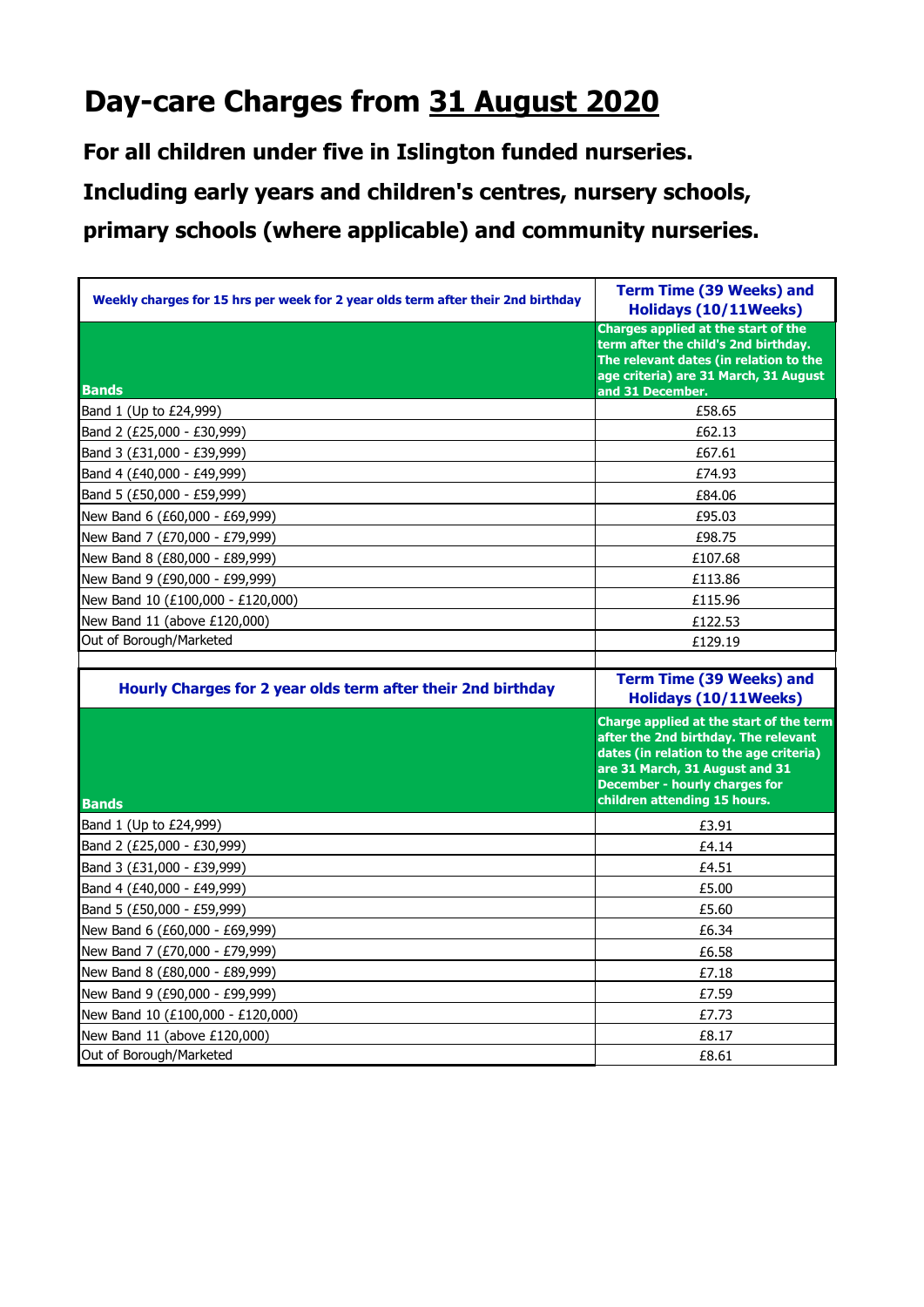# Day-care Charges from 31 August 2020

**For all children under five in Islington funded nurseries.**

**Including early years and children's centres, nursery schools, primary schools (where applicable) and community nurseries.**

| Weekly charges for 15 hrs per week for 2 year olds term after their 2nd birthday | Term Time (39 Weeks) and Holidays (10/11Weeks) |
|---|---|
| **Bands** | **Charges applied at the start of the term after the child's 2nd birthday. The relevant dates (in relation to the age criteria) are 31 March, 31 August and 31 December.** |
| Band 1 (Up to £24,999) | £58.65 |
| Band 2 (£25,000 - £30,999) | £62.13 |
| Band 3 (£31,000 - £39,999) | £67.61 |
| Band 4 (£40,000 - £49,999) | £74.93 |
| Band 5 (£50,000 - £59,999) | £84.06 |
| New Band 6 (£60,000 - £69,999) | £95.03 |
| New Band 7 (£70,000 - £79,999) | £98.75 |
| New Band 8 (£80,000 - £89,999) | £107.68 |
| New Band 9 (£90,000 - £99,999) | £113.86 |
| New Band 10 (£100,000 - £120,000) | £115.96 |
| New Band 11 (above £120,000) | £122.53 |
| Out of Borough/Marketed | £129.19 |

| Hourly Charges for 2 year olds term after their 2nd birthday | Term Time (39 Weeks) and Holidays (10/11Weeks) |
|---|---|
| **Bands** | **Charge applied at the start of the term after the 2nd birthday. The relevant dates (in relation to the age criteria) are 31 March, 31 August and 31 December - hourly charges for children attending 15 hours.** |
| Band 1 (Up to £24,999) | £3.91 |
| Band 2 (£25,000 - £30,999) | £4.14 |
| Band 3 (£31,000 - £39,999) | £4.51 |
| Band 4 (£40,000 - £49,999) | £5.00 |
| Band 5 (£50,000 - £59,999) | £5.60 |
| New Band 6 (£60,000 - £69,999) | £6.34 |
| New Band 7 (£70,000 - £79,999) | £6.58 |
| New Band 8 (£80,000 - £89,999) | £7.18 |
| New Band 9 (£90,000 - £99,999) | £7.59 |
| New Band 10 (£100,000 - £120,000) | £7.73 |
| New Band 11 (above £120,000) | £8.17 |
| Out of Borough/Marketed | £8.61 |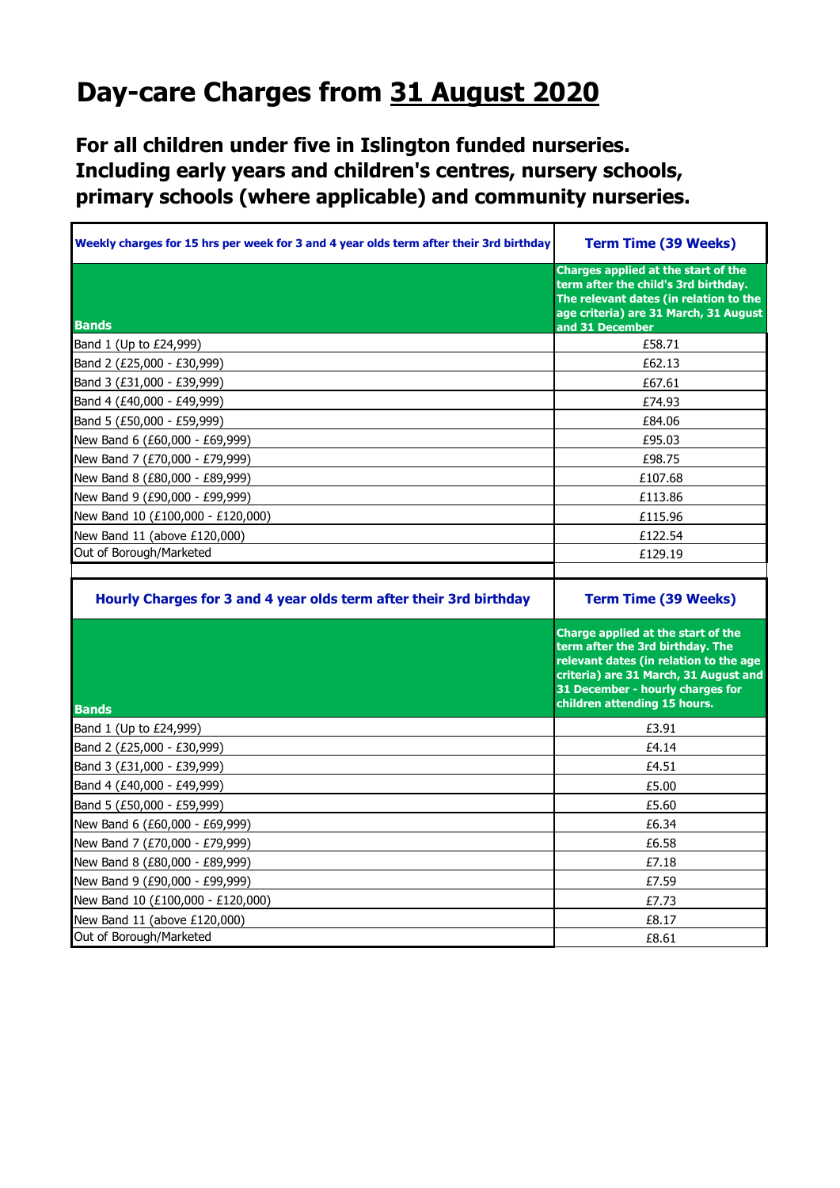# Day-care Charges from 31 August 2020

## For all children under five in Islington funded nurseries. Including early years and children's centres, nursery schools, primary schools (where applicable) and community nurseries.

| Weekly charges for 15 hrs per week for 3 and 4 year olds term after their 3rd birthday | Term Time (39 Weeks) |
|---|---|
| **Bands** | **Charges applied at the start of the term after the child's 3rd birthday. The relevant dates (in relation to the age criteria) are 31 March, 31 August and 31 December** |
| Band 1 (Up to £24,999) | £58.71 |
| Band 2 (£25,000 - £30,999) | £62.13 |
| Band 3 (£31,000 - £39,999) | £67.61 |
| Band 4 (£40,000 - £49,999) | £74.93 |
| Band 5 (£50,000 - £59,999) | £84.06 |
| New Band 6 (£60,000 - £69,999) | £95.03 |
| New Band 7 (£70,000 - £79,999) | £98.75 |
| New Band 8 (£80,000 - £89,999) | £107.68 |
| New Band 9 (£90,000 - £99,999) | £113.86 |
| New Band 10 (£100,000 - £120,000) | £115.96 |
| New Band 11 (above £120,000) | £122.54 |
| Out of Borough/Marketed | £129.19 |

| Hourly Charges for 3 and 4 year olds term after their 3rd birthday | Term Time (39 Weeks) |
|---|---|
| **Bands** | **Charge applied at the start of the term after the 3rd birthday. The relevant dates (in relation to the age criteria) are 31 March, 31 August and 31 December - hourly charges for children attending 15 hours.** |
| Band 1 (Up to £24,999) | £3.91 |
| Band 2 (£25,000 - £30,999) | £4.14 |
| Band 3 (£31,000 - £39,999) | £4.51 |
| Band 4 (£40,000 - £49,999) | £5.00 |
| Band 5 (£50,000 - £59,999) | £5.60 |
| New Band 6 (£60,000 - £69,999) | £6.34 |
| New Band 7 (£70,000 - £79,999) | £6.58 |
| New Band 8 (£80,000 - £89,999) | £7.18 |
| New Band 9 (£90,000 - £99,999) | £7.59 |
| New Band 10 (£100,000 - £120,000) | £7.73 |
| New Band 11 (above £120,000) | £8.17 |
| Out of Borough/Marketed | £8.61 |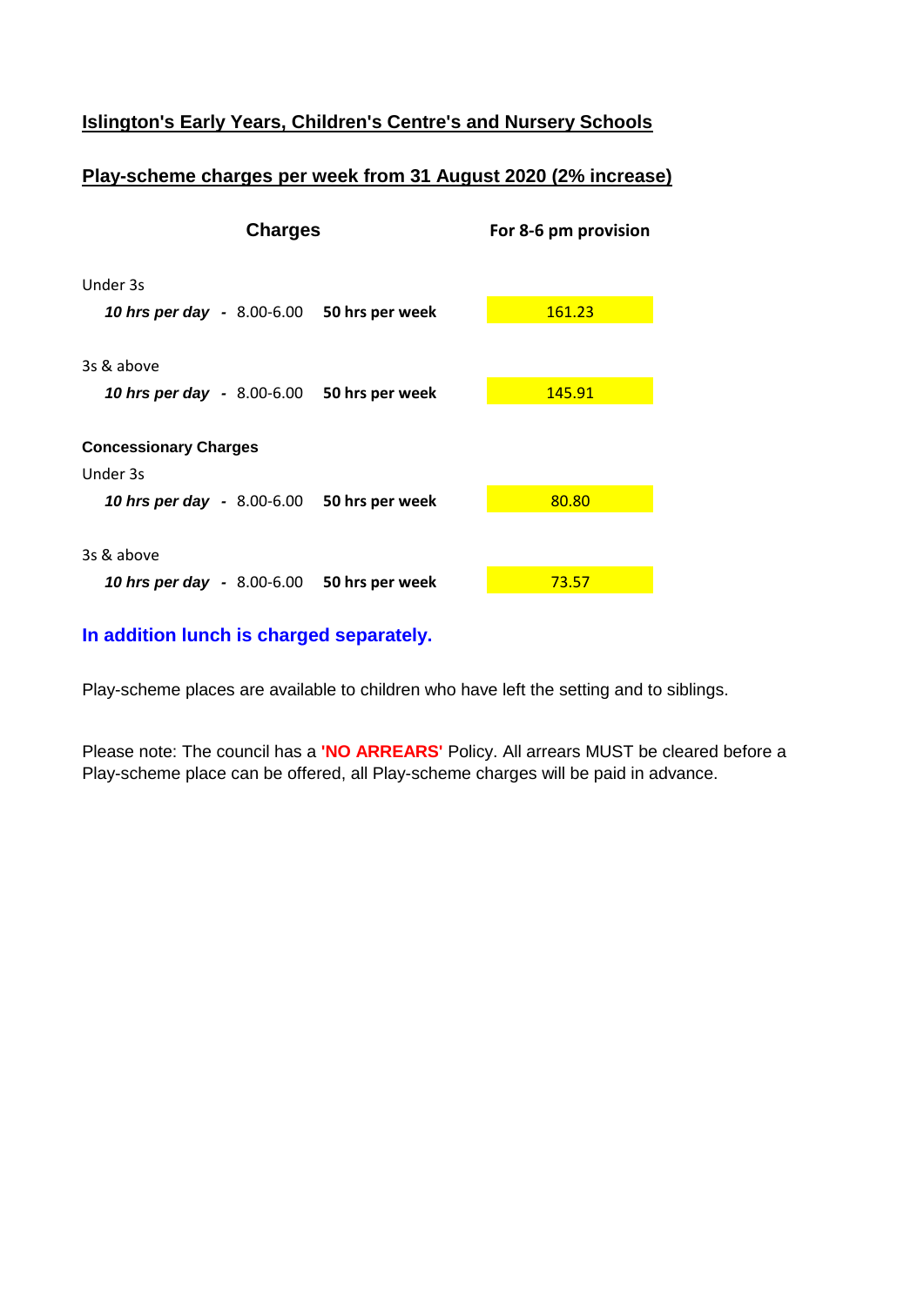## Islington's Early Years, Children's Centre's and Nursery Schools

## Play-scheme charges per week from 31 August 2020 (2% increase)

| **Charges** | | | **For 8-6 pm provision** |
|---|---|---|---|
| Under 3s | | | |
| ***10 hrs per day*** **-** | 8.00-6.00 | **50 hrs per week** | 161.23 |
| 3s & above | | | |
| ***10 hrs per day*** **-** | 8.00-6.00 | **50 hrs per week** | 145.91 |
| **Concessionary Charges** | | | |
| Under 3s | | | |
| ***10 hrs per day*** **-** | 8.00-6.00 | **50 hrs per week** | 80.80 |
| 3s & above | | | |
| ***10 hrs per day*** **-** | 8.00-6.00 | **50 hrs per week** | 73.57 |

**In addition lunch is charged separately.**

Play-scheme places are available to children who have left the setting and to siblings.

Please note: The council has a **'NO ARREARS'** Policy. All arrears MUST be cleared before a Play-scheme place can be offered, all Play-scheme charges will be paid in advance.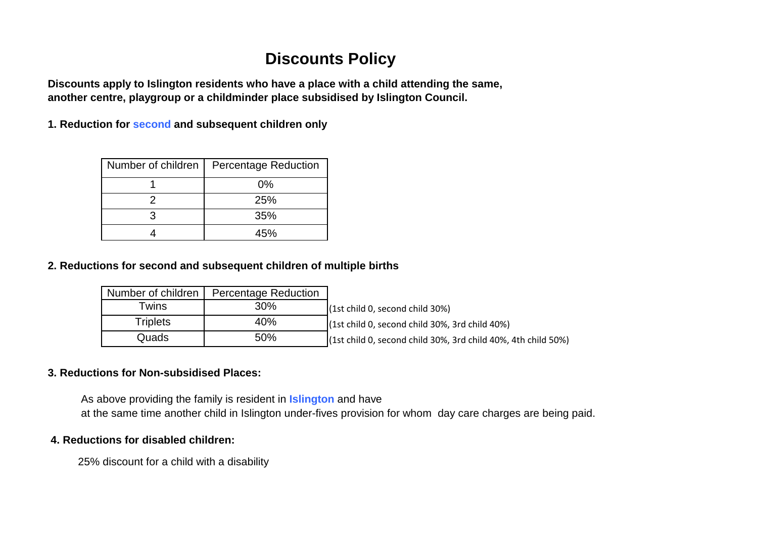# Discounts Policy

**Discounts apply to Islington residents who have a place with a child attending the same, another centre, playgroup or a childminder place subsidised by Islington Council.**

**1. Reduction for second and subsequent children only**

| Number of children | Percentage Reduction |
|---|---|
| 1 | 0% |
| 2 | 25% |
| 3 | 35% |
| 4 | 45% |

**2. Reductions for second and subsequent children of multiple births**

| Number of children | Percentage Reduction | |
|---|---|---|
| Twins | 30% | (1st child 0, second child 30%) |
| Triplets | 40% | (1st child 0, second child 30%, 3rd child 40%) |
| Quads | 50% | (1st child 0, second child 30%, 3rd child 40%, 4th child 50%) |

**3. Reductions for Non-subsidised Places:**

As above providing the family is resident in **Islington** and have at the same time another child in Islington under-fives provision for whom day care charges are being paid.

**4. Reductions for disabled children:**

25% discount for a child with a disability